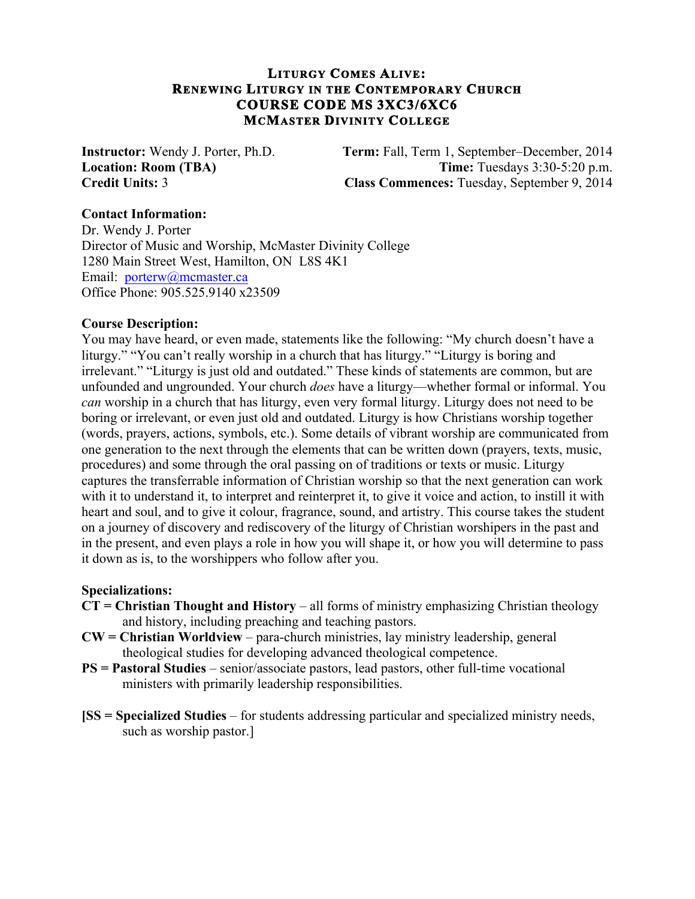# LITURGY COMES ALIVE:
# RENEWING LITURGY IN THE CONTEMPORARY CHURCH
# COURSE CODE MS 3XC3/6XC6
# MCMASTER DIVINITY COLLEGE

**Instructor:** Wendy J. Porter, Ph.D.
**Term:** Fall, Term 1, September–December, 2014
**Location: Room (TBA)**
**Time:** Tuesdays 3:30-5:20 p.m.
**Credit Units:** 3
**Class Commences:** Tuesday, September 9, 2014

**Contact Information:**
Dr. Wendy J. Porter
Director of Music and Worship, McMaster Divinity College
1280 Main Street West, Hamilton, ON L8S 4K1
Email: porterw@mcmaster.ca
Office Phone: 905.525.9140 x23509

**Course Description:**
You may have heard, or even made, statements like the following: "My church doesn't have a liturgy." "You can't really worship in a church that has liturgy." "Liturgy is boring and irrelevant." "Liturgy is just old and outdated." These kinds of statements are common, but are unfounded and ungrounded. Your church *does* have a liturgy—whether formal or informal. You *can* worship in a church that has liturgy, even very formal liturgy. Liturgy does not need to be boring or irrelevant, or even just old and outdated. Liturgy is how Christians worship together (words, prayers, actions, symbols, etc.). Some details of vibrant worship are communicated from one generation to the next through the elements that can be written down (prayers, texts, music, procedures) and some through the oral passing on of traditions or texts or music. Liturgy captures the transferrable information of Christian worship so that the next generation can work with it to understand it, to interpret and reinterpret it, to give it voice and action, to instill it with heart and soul, and to give it colour, fragrance, sound, and artistry. This course takes the student on a journey of discovery and rediscovery of the liturgy of Christian worshipers in the past and in the present, and even plays a role in how you will shape it, or how you will determine to pass it down as is, to the worshippers who follow after you.

**Specializations:**

**CT = Christian Thought and History** – all forms of ministry emphasizing Christian theology and history, including preaching and teaching pastors.

**CW = Christian Worldview** – para-church ministries, lay ministry leadership, general theological studies for developing advanced theological competence.

**PS = Pastoral Studies** – senior/associate pastors, lead pastors, other full-time vocational ministers with primarily leadership responsibilities.

[**SS = Specialized Studies** – for students addressing particular and specialized ministry needs, such as worship pastor.]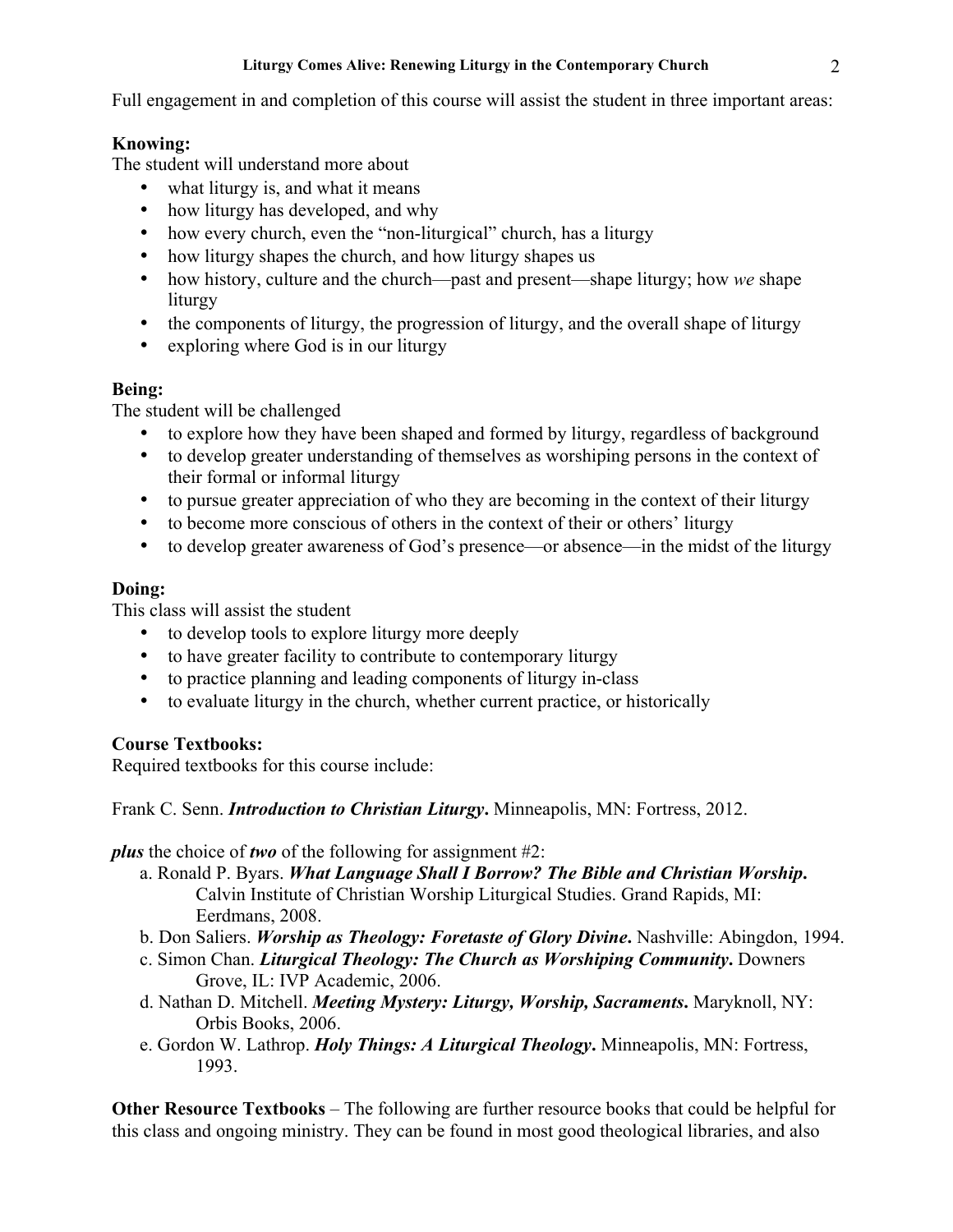Full engagement in and completion of this course will assist the student in three important areas:

**Knowing:**
The student will understand more about

- what liturgy is, and what it means
- how liturgy has developed, and why
- how every church, even the "non-liturgical" church, has a liturgy
- how liturgy shapes the church, and how liturgy shapes us
- how history, culture and the church—past and present—shape liturgy; how *we* shape liturgy
- the components of liturgy, the progression of liturgy, and the overall shape of liturgy
- exploring where God is in our liturgy

**Being:**
The student will be challenged

- to explore how they have been shaped and formed by liturgy, regardless of background
- to develop greater understanding of themselves as worshiping persons in the context of their formal or informal liturgy
- to pursue greater appreciation of who they are becoming in the context of their liturgy
- to become more conscious of others in the context of their or others' liturgy
- to develop greater awareness of God's presence—or absence—in the midst of the liturgy

**Doing:**
This class will assist the student

- to develop tools to explore liturgy more deeply
- to have greater facility to contribute to contemporary liturgy
- to practice planning and leading components of liturgy in-class
- to evaluate liturgy in the church, whether current practice, or historically

**Course Textbooks:**
Required textbooks for this course include:

Frank C. Senn. ***Introduction to Christian Liturgy*.** Minneapolis, MN: Fortress, 2012.

***plus*** the choice of ***two*** of the following for assignment #2:

a. Ronald P. Byars. ***What Language Shall I Borrow? The Bible and Christian Worship*.** Calvin Institute of Christian Worship Liturgical Studies. Grand Rapids, MI: Eerdmans, 2008.
b. Don Saliers. ***Worship as Theology: Foretaste of Glory Divine*.** Nashville: Abingdon, 1994.
c. Simon Chan. ***Liturgical Theology: The Church as Worshiping Community*.** Downers Grove, IL: IVP Academic, 2006.
d. Nathan D. Mitchell. ***Meeting Mystery: Liturgy, Worship, Sacraments*.** Maryknoll, NY: Orbis Books, 2006.
e. Gordon W. Lathrop. ***Holy Things: A Liturgical Theology*.** Minneapolis, MN: Fortress, 1993.

**Other Resource Textbooks** – The following are further resource books that could be helpful for this class and ongoing ministry. They can be found in most good theological libraries, and also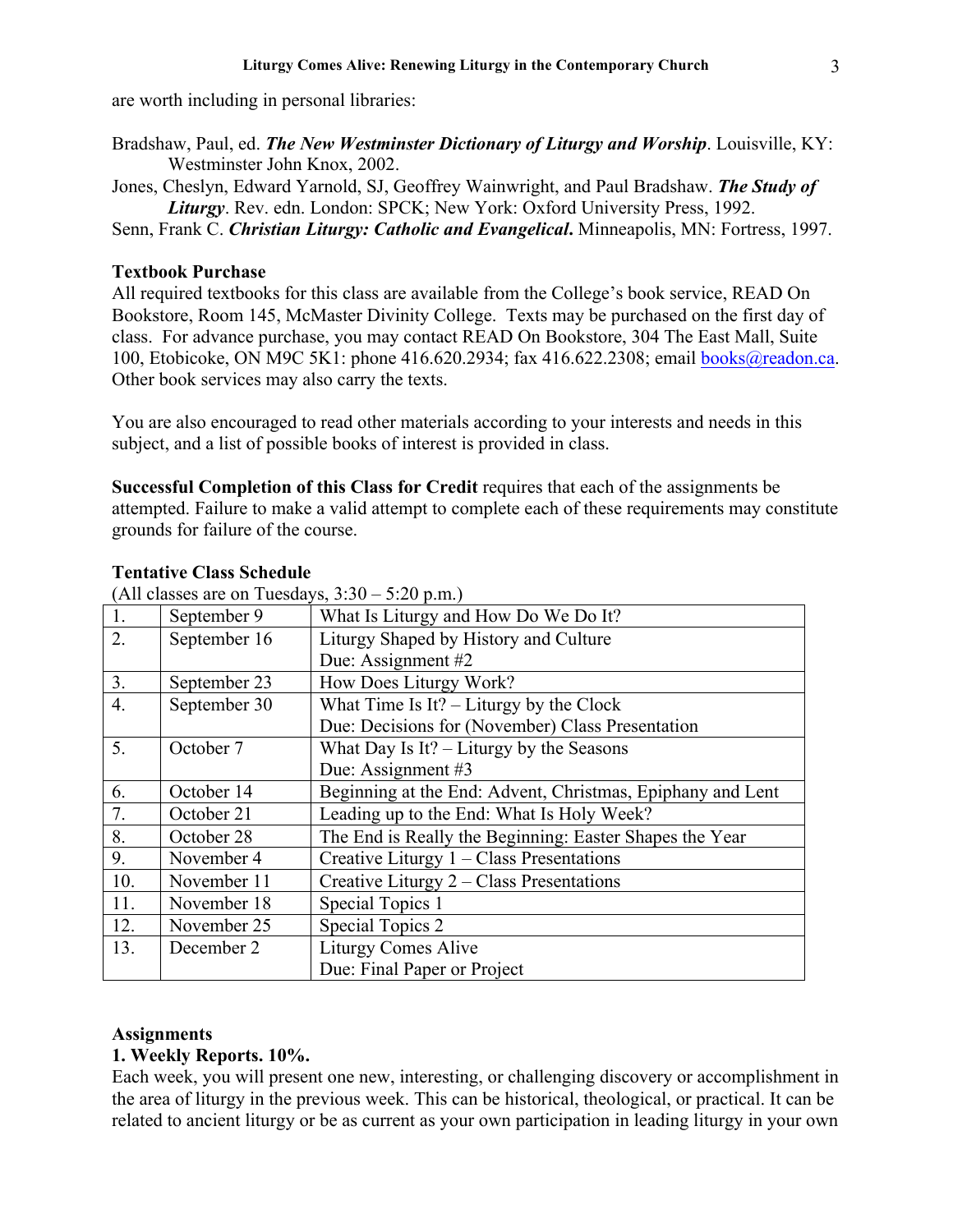are worth including in personal libraries:

Bradshaw, Paul, ed. ***The New Westminster Dictionary of Liturgy and Worship***. Louisville, KY: Westminster John Knox, 2002.

Jones, Cheslyn, Edward Yarnold, SJ, Geoffrey Wainwright, and Paul Bradshaw. ***The Study of Liturgy***. Rev. edn. London: SPCK; New York: Oxford University Press, 1992.

Senn, Frank C. ***Christian Liturgy: Catholic and Evangelical***. Minneapolis, MN: Fortress, 1997.

**Textbook Purchase**

All required textbooks for this class are available from the College's book service, READ On Bookstore, Room 145, McMaster Divinity College. Texts may be purchased on the first day of class. For advance purchase, you may contact READ On Bookstore, 304 The East Mall, Suite 100, Etobicoke, ON M9C 5K1: phone 416.620.2934; fax 416.622.2308; email books@readon.ca. Other book services may also carry the texts.

You are also encouraged to read other materials according to your interests and needs in this subject, and a list of possible books of interest is provided in class.

**Successful Completion of this Class for Credit** requires that each of the assignments be attempted. Failure to make a valid attempt to complete each of these requirements may constitute grounds for failure of the course.

**Tentative Class Schedule**

(All classes are on Tuesdays, 3:30 – 5:20 p.m.)

| | | |
|---|---|---|
| 1. | September 9 | What Is Liturgy and How Do We Do It? |
| 2. | September 16 | Liturgy Shaped by History and Culture<br>Due: Assignment #2 |
| 3. | September 23 | How Does Liturgy Work? |
| 4. | September 30 | What Time Is It? – Liturgy by the Clock<br>Due: Decisions for (November) Class Presentation |
| 5. | October 7 | What Day Is It? – Liturgy by the Seasons<br>Due: Assignment #3 |
| 6. | October 14 | Beginning at the End: Advent, Christmas, Epiphany and Lent |
| 7. | October 21 | Leading up to the End: What Is Holy Week? |
| 8. | October 28 | The End is Really the Beginning: Easter Shapes the Year |
| 9. | November 4 | Creative Liturgy 1 – Class Presentations |
| 10. | November 11 | Creative Liturgy 2 – Class Presentations |
| 11. | November 18 | Special Topics 1 |
| 12. | November 25 | Special Topics 2 |
| 13. | December 2 | Liturgy Comes Alive<br>Due: Final Paper or Project |

**Assignments**

**1. Weekly Reports. 10%.**

Each week, you will present one new, interesting, or challenging discovery or accomplishment in the area of liturgy in the previous week. This can be historical, theological, or practical. It can be related to ancient liturgy or be as current as your own participation in leading liturgy in your own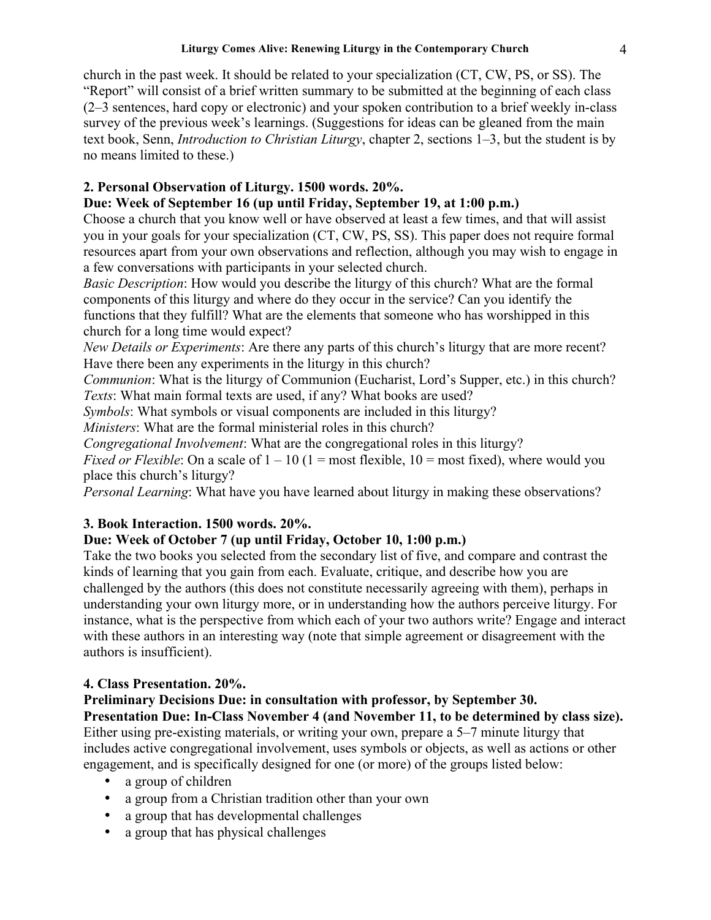church in the past week. It should be related to your specialization (CT, CW, PS, or SS). The "Report" will consist of a brief written summary to be submitted at the beginning of each class (2–3 sentences, hard copy or electronic) and your spoken contribution to a brief weekly in-class survey of the previous week's learnings. (Suggestions for ideas can be gleaned from the main text book, Senn, *Introduction to Christian Liturgy*, chapter 2, sections 1–3, but the student is by no means limited to these.)

**2. Personal Observation of Liturgy. 1500 words. 20%.**
**Due: Week of September 16 (up until Friday, September 19, at 1:00 p.m.)**

Choose a church that you know well or have observed at least a few times, and that will assist you in your goals for your specialization (CT, CW, PS, SS). This paper does not require formal resources apart from your own observations and reflection, although you may wish to engage in a few conversations with participants in your selected church.

*Basic Description*: How would you describe the liturgy of this church? What are the formal components of this liturgy and where do they occur in the service? Can you identify the functions that they fulfill? What are the elements that someone who has worshipped in this church for a long time would expect?

*New Details or Experiments*: Are there any parts of this church's liturgy that are more recent? Have there been any experiments in the liturgy in this church?

*Communion*: What is the liturgy of Communion (Eucharist, Lord's Supper, etc.) in this church?

*Texts*: What main formal texts are used, if any? What books are used?

*Symbols*: What symbols or visual components are included in this liturgy?

*Ministers*: What are the formal ministerial roles in this church?

*Congregational Involvement*: What are the congregational roles in this liturgy?

*Fixed or Flexible*: On a scale of 1 – 10 (1 = most flexible, 10 = most fixed), where would you place this church's liturgy?

*Personal Learning*: What have you have learned about liturgy in making these observations?

**3. Book Interaction. 1500 words. 20%.**
**Due: Week of October 7 (up until Friday, October 10, 1:00 p.m.)**

Take the two books you selected from the secondary list of five, and compare and contrast the kinds of learning that you gain from each. Evaluate, critique, and describe how you are challenged by the authors (this does not constitute necessarily agreeing with them), perhaps in understanding your own liturgy more, or in understanding how the authors perceive liturgy. For instance, what is the perspective from which each of your two authors write? Engage and interact with these authors in an interesting way (note that simple agreement or disagreement with the authors is insufficient).

**4. Class Presentation. 20%.**
**Preliminary Decisions Due: in consultation with professor, by September 30.**
**Presentation Due: In-Class November 4 (and November 11, to be determined by class size).**

Either using pre-existing materials, or writing your own, prepare a 5–7 minute liturgy that includes active congregational involvement, uses symbols or objects, as well as actions or other engagement, and is specifically designed for one (or more) of the groups listed below:

- a group of children
- a group from a Christian tradition other than your own
- a group that has developmental challenges
- a group that has physical challenges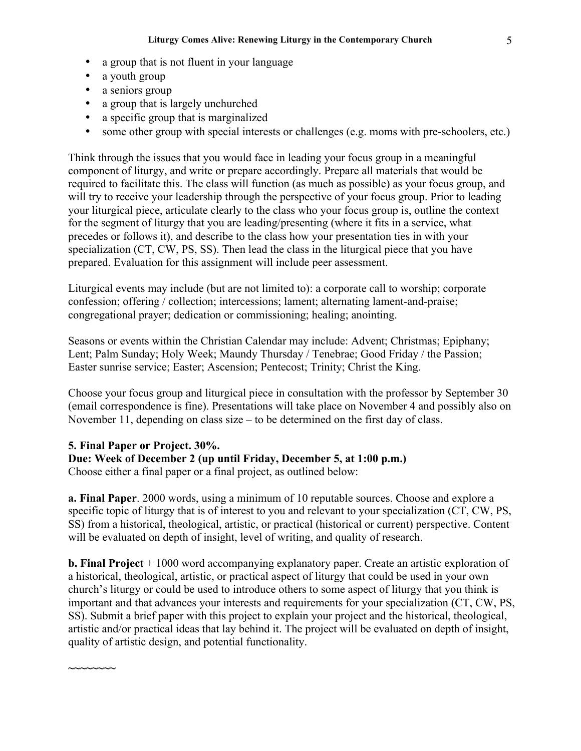- a group that is not fluent in your language
- a youth group
- a seniors group
- a group that is largely unchurched
- a specific group that is marginalized
- some other group with special interests or challenges (e.g. moms with pre-schoolers, etc.)

Think through the issues that you would face in leading your focus group in a meaningful component of liturgy, and write or prepare accordingly. Prepare all materials that would be required to facilitate this. The class will function (as much as possible) as your focus group, and will try to receive your leadership through the perspective of your focus group. Prior to leading your liturgical piece, articulate clearly to the class who your focus group is, outline the context for the segment of liturgy that you are leading/presenting (where it fits in a service, what precedes or follows it), and describe to the class how your presentation ties in with your specialization (CT, CW, PS, SS). Then lead the class in the liturgical piece that you have prepared. Evaluation for this assignment will include peer assessment.

Liturgical events may include (but are not limited to): a corporate call to worship; corporate confession; offering / collection; intercessions; lament; alternating lament-and-praise; congregational prayer; dedication or commissioning; healing; anointing.

Seasons or events within the Christian Calendar may include: Advent; Christmas; Epiphany; Lent; Palm Sunday; Holy Week; Maundy Thursday / Tenebrae; Good Friday / the Passion; Easter sunrise service; Easter; Ascension; Pentecost; Trinity; Christ the King.

Choose your focus group and liturgical piece in consultation with the professor by September 30 (email correspondence is fine). Presentations will take place on November 4 and possibly also on November 11, depending on class size – to be determined on the first day of class.

**5. Final Paper or Project. 30%.**
**Due: Week of December 2 (up until Friday, December 5, at 1:00 p.m.)**
Choose either a final paper or a final project, as outlined below:

**a. Final Paper**. 2000 words, using a minimum of 10 reputable sources. Choose and explore a specific topic of liturgy that is of interest to you and relevant to your specialization (CT, CW, PS, SS) from a historical, theological, artistic, or practical (historical or current) perspective. Content will be evaluated on depth of insight, level of writing, and quality of research.

**b. Final Project** + 1000 word accompanying explanatory paper. Create an artistic exploration of a historical, theological, artistic, or practical aspect of liturgy that could be used in your own church's liturgy or could be used to introduce others to some aspect of liturgy that you think is important and that advances your interests and requirements for your specialization (CT, CW, PS, SS). Submit a brief paper with this project to explain your project and the historical, theological, artistic and/or practical ideas that lay behind it. The project will be evaluated on depth of insight, quality of artistic design, and potential functionality.

~~~~~~~~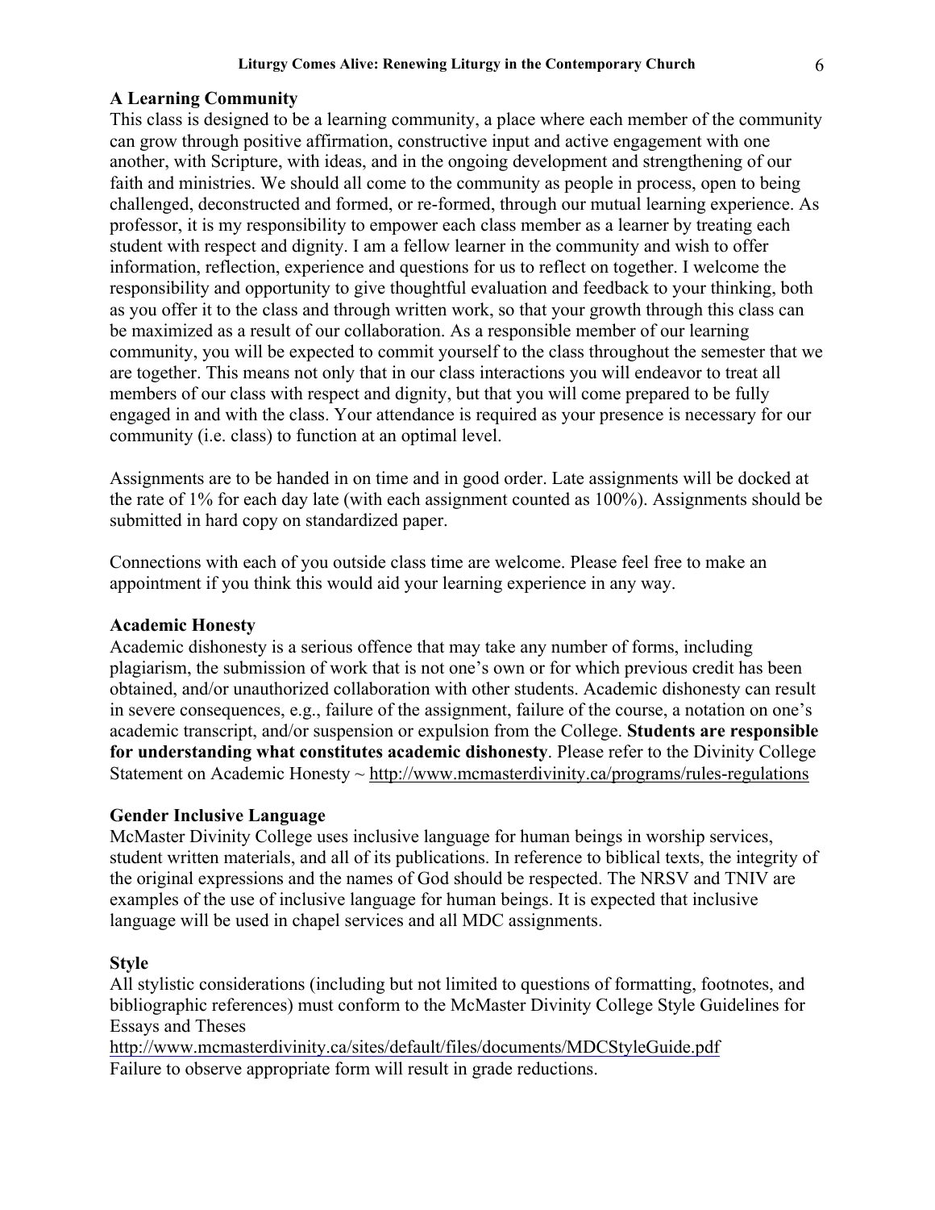**A Learning Community**

This class is designed to be a learning community, a place where each member of the community can grow through positive affirmation, constructive input and active engagement with one another, with Scripture, with ideas, and in the ongoing development and strengthening of our faith and ministries. We should all come to the community as people in process, open to being challenged, deconstructed and formed, or re-formed, through our mutual learning experience. As professor, it is my responsibility to empower each class member as a learner by treating each student with respect and dignity. I am a fellow learner in the community and wish to offer information, reflection, experience and questions for us to reflect on together. I welcome the responsibility and opportunity to give thoughtful evaluation and feedback to your thinking, both as you offer it to the class and through written work, so that your growth through this class can be maximized as a result of our collaboration. As a responsible member of our learning community, you will be expected to commit yourself to the class throughout the semester that we are together. This means not only that in our class interactions you will endeavor to treat all members of our class with respect and dignity, but that you will come prepared to be fully engaged in and with the class. Your attendance is required as your presence is necessary for our community (i.e. class) to function at an optimal level.

Assignments are to be handed in on time and in good order. Late assignments will be docked at the rate of 1% for each day late (with each assignment counted as 100%). Assignments should be submitted in hard copy on standardized paper.

Connections with each of you outside class time are welcome. Please feel free to make an appointment if you think this would aid your learning experience in any way.

**Academic Honesty**

Academic dishonesty is a serious offence that may take any number of forms, including plagiarism, the submission of work that is not one's own or for which previous credit has been obtained, and/or unauthorized collaboration with other students. Academic dishonesty can result in severe consequences, e.g., failure of the assignment, failure of the course, a notation on one's academic transcript, and/or suspension or expulsion from the College. **Students are responsible for understanding what constitutes academic dishonesty**. Please refer to the Divinity College Statement on Academic Honesty ~ http://www.mcmasterdivinity.ca/programs/rules-regulations

**Gender Inclusive Language**

McMaster Divinity College uses inclusive language for human beings in worship services, student written materials, and all of its publications. In reference to biblical texts, the integrity of the original expressions and the names of God should be respected. The NRSV and TNIV are examples of the use of inclusive language for human beings. It is expected that inclusive language will be used in chapel services and all MDC assignments.

**Style**

All stylistic considerations (including but not limited to questions of formatting, footnotes, and bibliographic references) must conform to the McMaster Divinity College Style Guidelines for Essays and Theses
http://www.mcmasterdivinity.ca/sites/default/files/documents/MDCStyleGuide.pdf
Failure to observe appropriate form will result in grade reductions.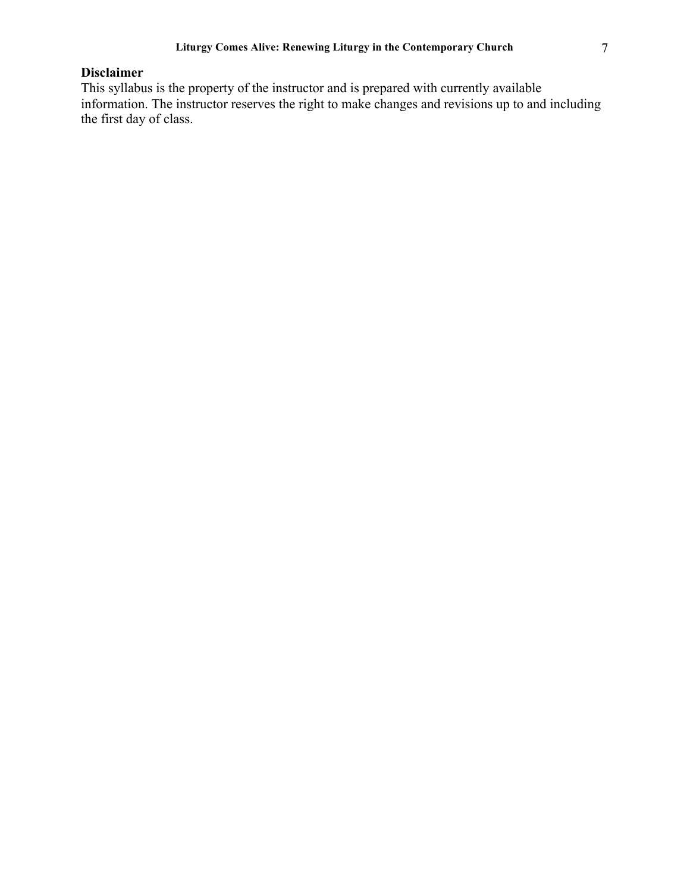**Disclaimer**

This syllabus is the property of the instructor and is prepared with currently available information. The instructor reserves the right to make changes and revisions up to and including the first day of class.